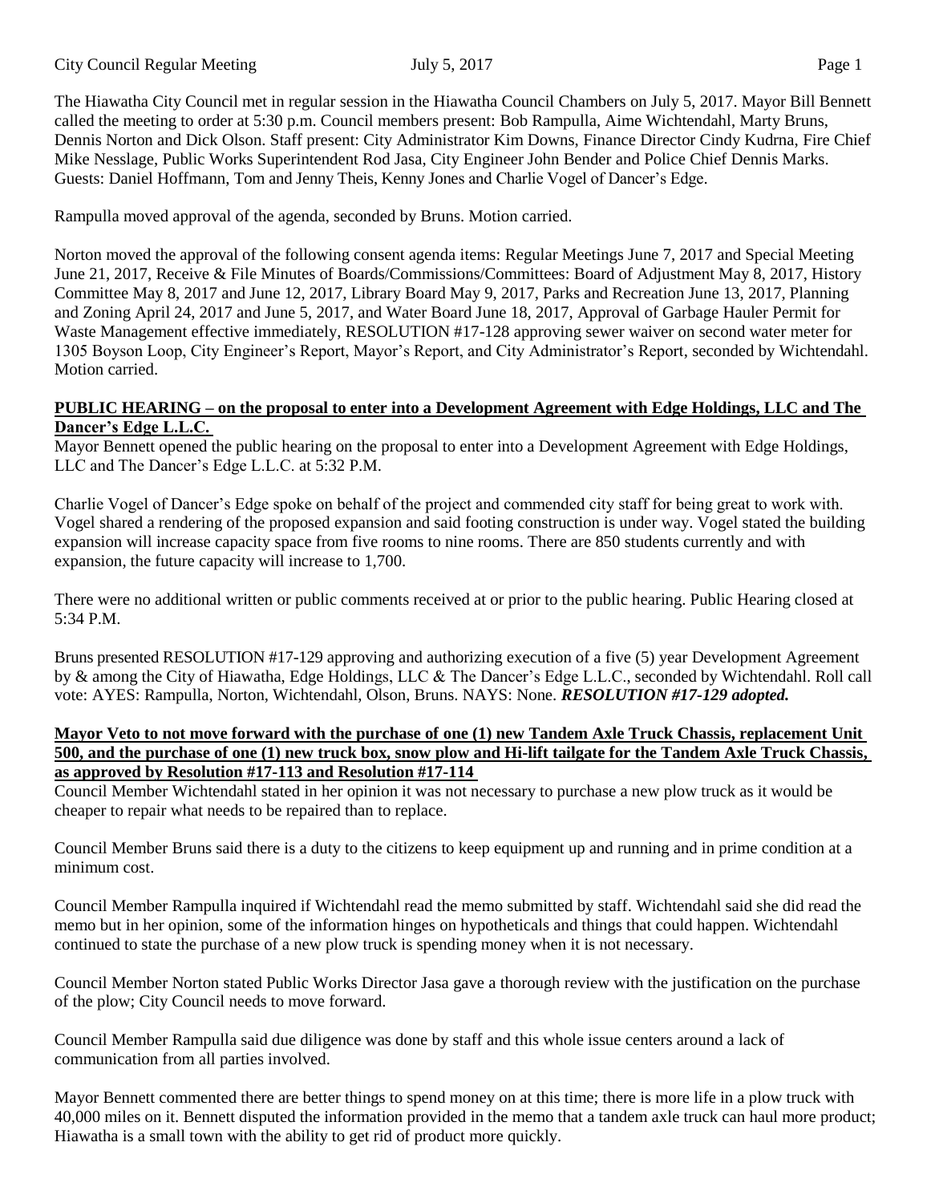The Hiawatha City Council met in regular session in the Hiawatha Council Chambers on July 5, 2017. Mayor Bill Bennett called the meeting to order at 5:30 p.m. Council members present: Bob Rampulla, Aime Wichtendahl, Marty Bruns, Dennis Norton and Dick Olson. Staff present: City Administrator Kim Downs, Finance Director Cindy Kudrna, Fire Chief Mike Nesslage, Public Works Superintendent Rod Jasa, City Engineer John Bender and Police Chief Dennis Marks. Guests: Daniel Hoffmann, Tom and Jenny Theis, Kenny Jones and Charlie Vogel of Dancer's Edge.

Rampulla moved approval of the agenda, seconded by Bruns. Motion carried.

Norton moved the approval of the following consent agenda items: Regular Meetings June 7, 2017 and Special Meeting June 21, 2017, Receive & File Minutes of Boards/Commissions/Committees: Board of Adjustment May 8, 2017, History Committee May 8, 2017 and June 12, 2017, Library Board May 9, 2017, Parks and Recreation June 13, 2017, Planning and Zoning April 24, 2017 and June 5, 2017, and Water Board June 18, 2017, Approval of Garbage Hauler Permit for Waste Management effective immediately, RESOLUTION #17-128 approving sewer waiver on second water meter for 1305 Boyson Loop, City Engineer's Report, Mayor's Report, and City Administrator's Report, seconded by Wichtendahl. Motion carried.

**PUBLIC HEARING – on the proposal to enter into a Development Agreement with Edge Holdings, LLC and The Dancer's Edge L.L.C.**

Mayor Bennett opened the public hearing on the proposal to enter into a Development Agreement with Edge Holdings, LLC and The Dancer's Edge L.L.C. at 5:32 P.M.

Charlie Vogel of Dancer's Edge spoke on behalf of the project and commended city staff for being great to work with. Vogel shared a rendering of the proposed expansion and said footing construction is under way. Vogel stated the building expansion will increase capacity space from five rooms to nine rooms. There are 850 students currently and with expansion, the future capacity will increase to 1,700.

There were no additional written or public comments received at or prior to the public hearing. Public Hearing closed at 5:34 P.M.

Bruns presented RESOLUTION #17-129 approving and authorizing execution of a five (5) year Development Agreement by & among the City of Hiawatha, Edge Holdings, LLC & The Dancer's Edge L.L.C., seconded by Wichtendahl. Roll call vote: AYES: Rampulla, Norton, Wichtendahl, Olson, Bruns. NAYS: None. ***RESOLUTION #17-129 adopted.***

**Mayor Veto to not move forward with the purchase of one (1) new Tandem Axle Truck Chassis, replacement Unit 500, and the purchase of one (1) new truck box, snow plow and Hi-lift tailgate for the Tandem Axle Truck Chassis, as approved by Resolution #17-113 and Resolution #17-114**

Council Member Wichtendahl stated in her opinion it was not necessary to purchase a new plow truck as it would be cheaper to repair what needs to be repaired than to replace.

Council Member Bruns said there is a duty to the citizens to keep equipment up and running and in prime condition at a minimum cost.

Council Member Rampulla inquired if Wichtendahl read the memo submitted by staff. Wichtendahl said she did read the memo but in her opinion, some of the information hinges on hypotheticals and things that could happen. Wichtendahl continued to state the purchase of a new plow truck is spending money when it is not necessary.

Council Member Norton stated Public Works Director Jasa gave a thorough review with the justification on the purchase of the plow; City Council needs to move forward.

Council Member Rampulla said due diligence was done by staff and this whole issue centers around a lack of communication from all parties involved.

Mayor Bennett commented there are better things to spend money on at this time; there is more life in a plow truck with 40,000 miles on it. Bennett disputed the information provided in the memo that a tandem axle truck can haul more product; Hiawatha is a small town with the ability to get rid of product more quickly.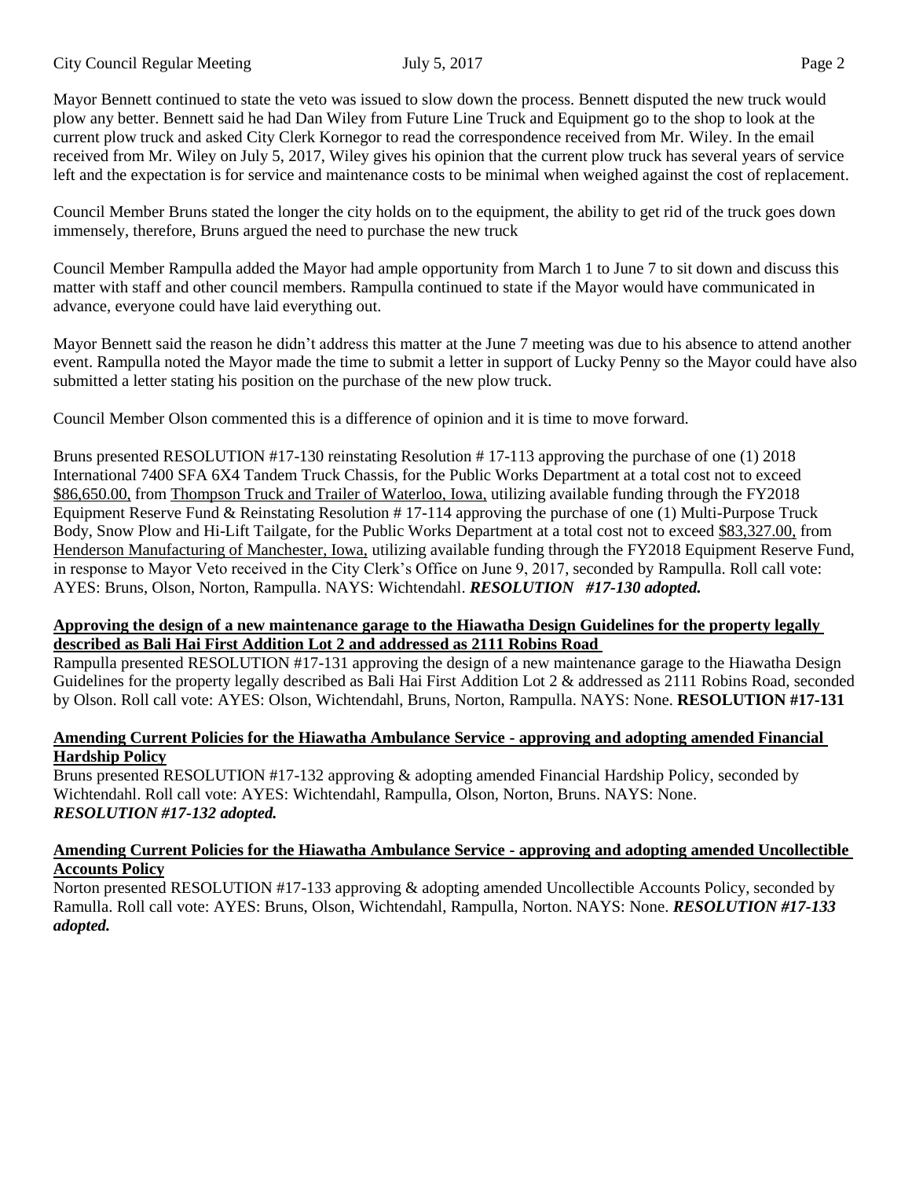Mayor Bennett continued to state the veto was issued to slow down the process. Bennett disputed the new truck would plow any better. Bennett said he had Dan Wiley from Future Line Truck and Equipment go to the shop to look at the current plow truck and asked City Clerk Kornegor to read the correspondence received from Mr. Wiley. In the email received from Mr. Wiley on July 5, 2017, Wiley gives his opinion that the current plow truck has several years of service left and the expectation is for service and maintenance costs to be minimal when weighed against the cost of replacement.

Council Member Bruns stated the longer the city holds on to the equipment, the ability to get rid of the truck goes down immensely, therefore, Bruns argued the need to purchase the new truck

Council Member Rampulla added the Mayor had ample opportunity from March 1 to June 7 to sit down and discuss this matter with staff and other council members. Rampulla continued to state if the Mayor would have communicated in advance, everyone could have laid everything out.

Mayor Bennett said the reason he didn't address this matter at the June 7 meeting was due to his absence to attend another event. Rampulla noted the Mayor made the time to submit a letter in support of Lucky Penny so the Mayor could have also submitted a letter stating his position on the purchase of the new plow truck.

Council Member Olson commented this is a difference of opinion and it is time to move forward.

Bruns presented RESOLUTION #17-130 reinstating Resolution # 17-113 approving the purchase of one (1) 2018 International 7400 SFA 6X4 Tandem Truck Chassis, for the Public Works Department at a total cost not to exceed <u>$86,650.00,</u> from <u>Thompson Truck and Trailer of Waterloo, Iowa,</u> utilizing available funding through the FY2018 Equipment Reserve Fund & Reinstating Resolution # 17-114 approving the purchase of one (1) Multi-Purpose Truck Body, Snow Plow and Hi-Lift Tailgate, for the Public Works Department at a total cost not to exceed <u>$83,327.00,</u> from <u>Henderson Manufacturing of Manchester, Iowa,</u> utilizing available funding through the FY2018 Equipment Reserve Fund, in response to Mayor Veto received in the City Clerk's Office on June 9, 2017, seconded by Rampulla. Roll call vote: AYES: Bruns, Olson, Norton, Rampulla. NAYS: Wichtendahl. ***RESOLUTION #17-130 adopted.***

**<u>Approving the design of a new maintenance garage to the Hiawatha Design Guidelines for the property legally described as Bali Hai First Addition Lot 2 and addressed as 2111 Robins Road</u>**

Rampulla presented RESOLUTION #17-131 approving the design of a new maintenance garage to the Hiawatha Design Guidelines for the property legally described as Bali Hai First Addition Lot 2 & addressed as 2111 Robins Road, seconded by Olson. Roll call vote: AYES: Olson, Wichtendahl, Bruns, Norton, Rampulla. NAYS: None. **RESOLUTION #17-131**

**<u>Amending Current Policies for the Hiawatha Ambulance Service - approving and adopting amended Financial Hardship Policy</u>**

Bruns presented RESOLUTION #17-132 approving & adopting amended Financial Hardship Policy, seconded by Wichtendahl. Roll call vote: AYES: Wichtendahl, Rampulla, Olson, Norton, Bruns. NAYS: None. ***RESOLUTION #17-132 adopted.***

**<u>Amending Current Policies for the Hiawatha Ambulance Service - approving and adopting amended Uncollectible Accounts Policy</u>**

Norton presented RESOLUTION #17-133 approving & adopting amended Uncollectible Accounts Policy, seconded by Ramulla. Roll call vote: AYES: Bruns, Olson, Wichtendahl, Rampulla, Norton. NAYS: None. ***RESOLUTION #17-133 adopted.***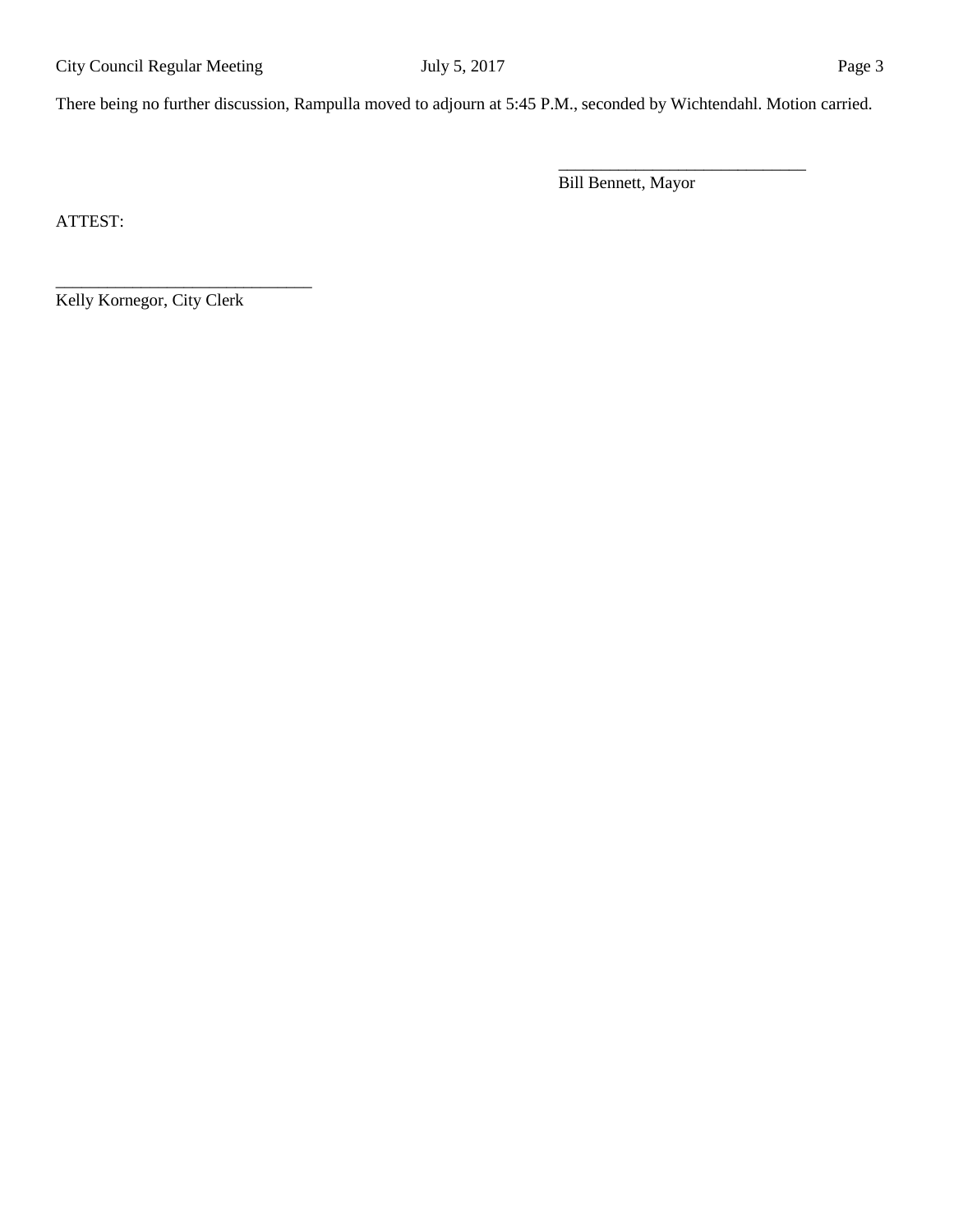There being no further discussion, Rampulla moved to adjourn at 5:45 P.M., seconded by Wichtendahl. Motion carried.

\_\_\_\_\_\_\_\_\_\_\_\_\_\_\_\_\_\_\_\_\_\_\_\_\_\_\_\_\_\_

Bill Bennett, Mayor

ATTEST:

\_\_\_\_\_\_\_\_\_\_\_\_\_\_\_\_\_\_\_\_\_\_\_\_\_\_\_\_\_\_

Kelly Kornegor, City Clerk